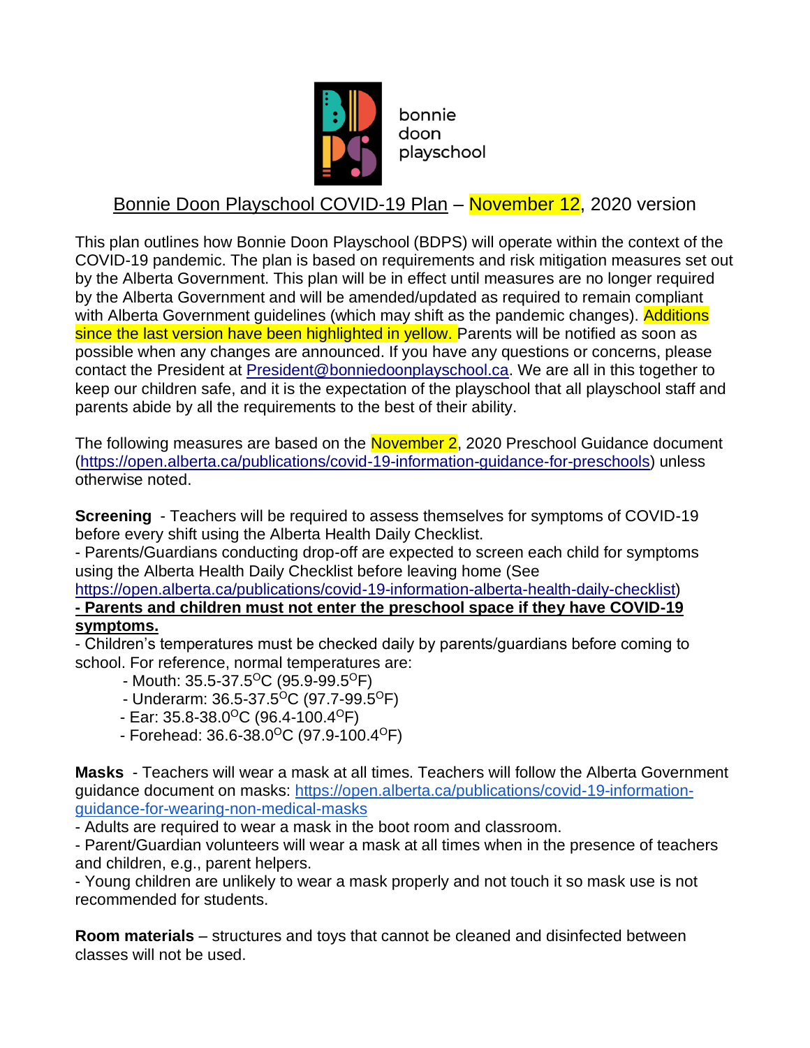bonnie doon playschool

# Bonnie Doon Playschool COVID-19 Plan – November 12, 2020 version

This plan outlines how Bonnie Doon Playschool (BDPS) will operate within the context of the COVID-19 pandemic. The plan is based on requirements and risk mitigation measures set out by the Alberta Government. This plan will be in effect until measures are no longer required by the Alberta Government and will be amended/updated as required to remain compliant with Alberta Government guidelines (which may shift as the pandemic changes). Additions since the last version have been highlighted in yellow. Parents will be notified as soon as possible when any changes are announced. If you have any questions or concerns, please contact the President at President@bonniedoonplayschool.ca. We are all in this together to keep our children safe, and it is the expectation of the playschool that all playschool staff and parents abide by all the requirements to the best of their ability.

The following measures are based on the November 2, 2020 Preschool Guidance document (https://open.alberta.ca/publications/covid-19-information-guidance-for-preschools) unless otherwise noted.

**Screening** - Teachers will be required to assess themselves for symptoms of COVID-19 before every shift using the Alberta Health Daily Checklist.

- Parents/Guardians conducting drop-off are expected to screen each child for symptoms using the Alberta Health Daily Checklist before leaving home (See https://open.alberta.ca/publications/covid-19-information-alberta-health-daily-checklist)

**- Parents and children must not enter the preschool space if they have COVID-19 symptoms.**

- Children's temperatures must be checked daily by parents/guardians before coming to school. For reference, normal temperatures are:
  - Mouth: 35.5-37.5°C (95.9-99.5°F)
  - Underarm: 36.5-37.5°C (97.7-99.5°F)
  - Ear: 35.8-38.0°C (96.4-100.4°F)
  - Forehead: 36.6-38.0°C (97.9-100.4°F)

**Masks** - Teachers will wear a mask at all times. Teachers will follow the Alberta Government guidance document on masks: https://open.alberta.ca/publications/covid-19-information-guidance-for-wearing-non-medical-masks

- Adults are required to wear a mask in the boot room and classroom.
- Parent/Guardian volunteers will wear a mask at all times when in the presence of teachers and children, e.g., parent helpers.
- Young children are unlikely to wear a mask properly and not touch it so mask use is not recommended for students.

**Room materials** – structures and toys that cannot be cleaned and disinfected between classes will not be used.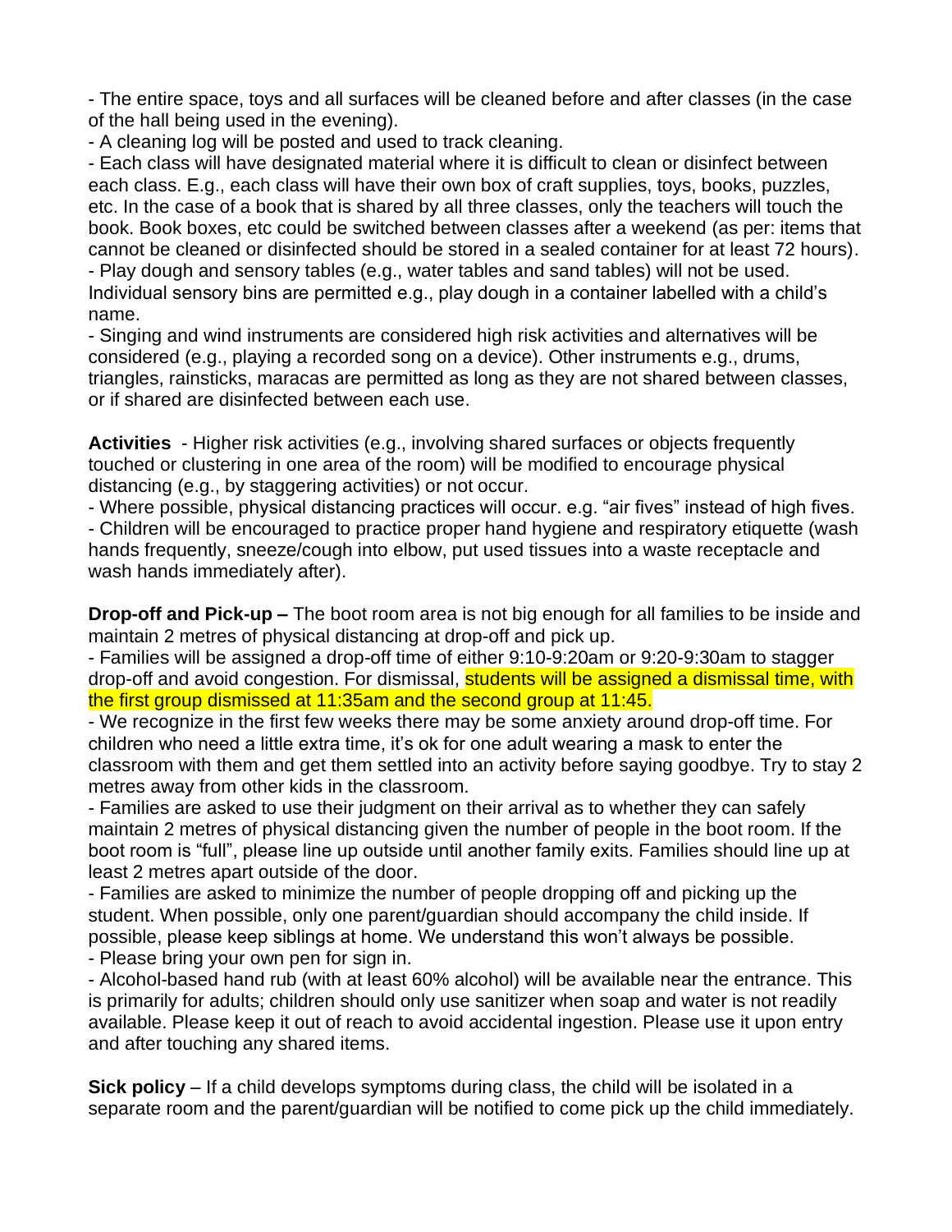- The entire space, toys and all surfaces will be cleaned before and after classes (in the case of the hall being used in the evening).
- A cleaning log will be posted and used to track cleaning.
- Each class will have designated material where it is difficult to clean or disinfect between each class. E.g., each class will have their own box of craft supplies, toys, books, puzzles, etc. In the case of a book that is shared by all three classes, only the teachers will touch the book. Book boxes, etc could be switched between classes after a weekend (as per: items that cannot be cleaned or disinfected should be stored in a sealed container for at least 72 hours).
- Play dough and sensory tables (e.g., water tables and sand tables) will not be used. Individual sensory bins are permitted e.g., play dough in a container labelled with a child's name.
- Singing and wind instruments are considered high risk activities and alternatives will be considered (e.g., playing a recorded song on a device). Other instruments e.g., drums, triangles, rainsticks, maracas are permitted as long as they are not shared between classes, or if shared are disinfected between each use.

**Activities** - Higher risk activities (e.g., involving shared surfaces or objects frequently touched or clustering in one area of the room) will be modified to encourage physical distancing (e.g., by staggering activities) or not occur.
- Where possible, physical distancing practices will occur. e.g. "air fives" instead of high fives.
- Children will be encouraged to practice proper hand hygiene and respiratory etiquette (wash hands frequently, sneeze/cough into elbow, put used tissues into a waste receptacle and wash hands immediately after).

**Drop-off and Pick-up –** The boot room area is not big enough for all families to be inside and maintain 2 metres of physical distancing at drop-off and pick up.
- Families will be assigned a drop-off time of either 9:10-9:20am or 9:20-9:30am to stagger drop-off and avoid congestion. For dismissal, students will be assigned a dismissal time, with the first group dismissed at 11:35am and the second group at 11:45.
- We recognize in the first few weeks there may be some anxiety around drop-off time. For children who need a little extra time, it's ok for one adult wearing a mask to enter the classroom with them and get them settled into an activity before saying goodbye. Try to stay 2 metres away from other kids in the classroom.
- Families are asked to use their judgment on their arrival as to whether they can safely maintain 2 metres of physical distancing given the number of people in the boot room. If the boot room is "full", please line up outside until another family exits. Families should line up at least 2 metres apart outside of the door.
- Families are asked to minimize the number of people dropping off and picking up the student. When possible, only one parent/guardian should accompany the child inside. If possible, please keep siblings at home. We understand this won't always be possible.
- Please bring your own pen for sign in.
- Alcohol-based hand rub (with at least 60% alcohol) will be available near the entrance. This is primarily for adults; children should only use sanitizer when soap and water is not readily available. Please keep it out of reach to avoid accidental ingestion. Please use it upon entry and after touching any shared items.

**Sick policy** – If a child develops symptoms during class, the child will be isolated in a separate room and the parent/guardian will be notified to come pick up the child immediately.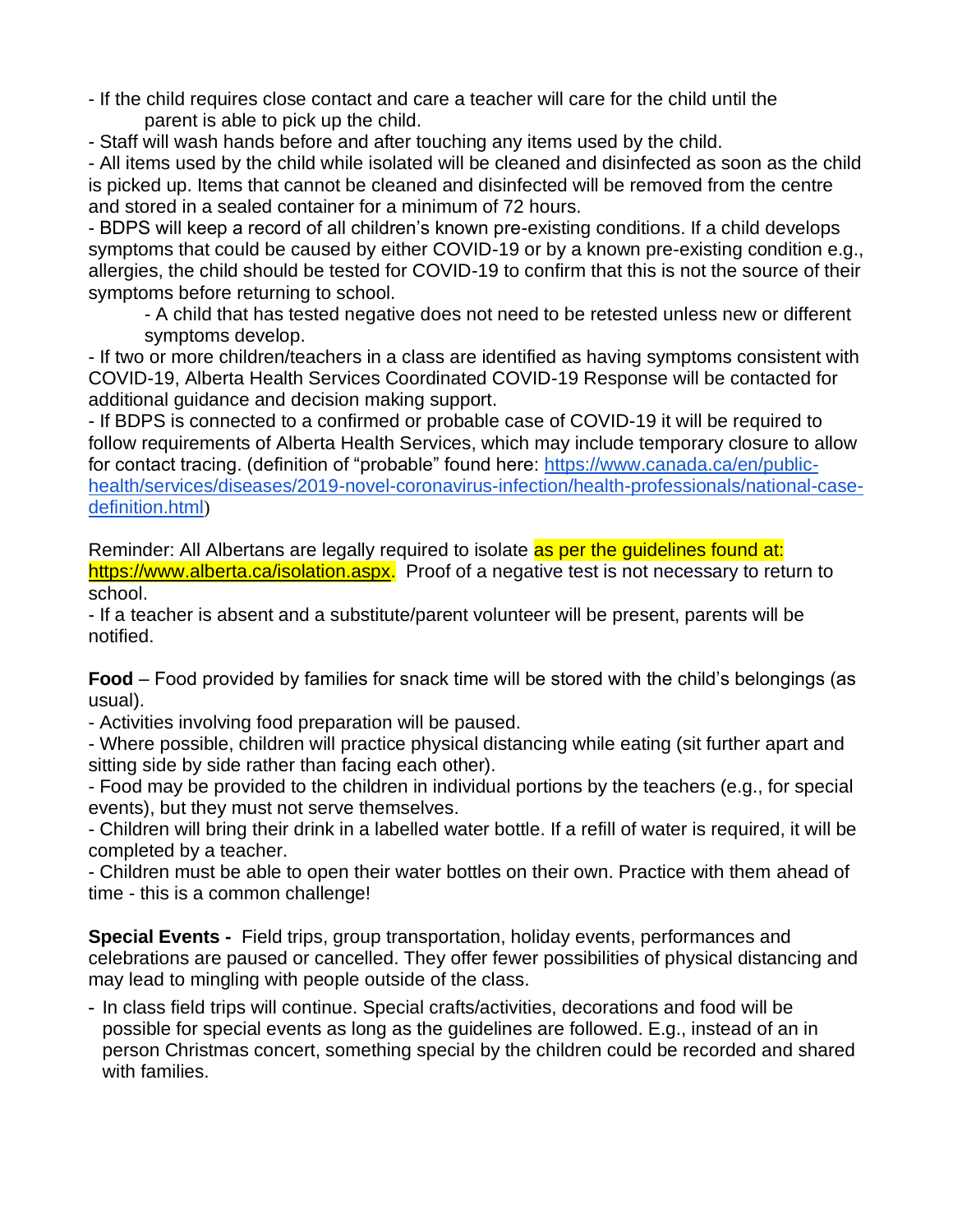- If the child requires close contact and care a teacher will care for the child until the parent is able to pick up the child.
- Staff will wash hands before and after touching any items used by the child.
- All items used by the child while isolated will be cleaned and disinfected as soon as the child is picked up. Items that cannot be cleaned and disinfected will be removed from the centre and stored in a sealed container for a minimum of 72 hours.
- BDPS will keep a record of all children's known pre-existing conditions. If a child develops symptoms that could be caused by either COVID-19 or by a known pre-existing condition e.g., allergies, the child should be tested for COVID-19 to confirm that this is not the source of their symptoms before returning to school.
    - A child that has tested negative does not need to be retested unless new or different symptoms develop.
- If two or more children/teachers in a class are identified as having symptoms consistent with COVID-19, Alberta Health Services Coordinated COVID-19 Response will be contacted for additional guidance and decision making support.
- If BDPS is connected to a confirmed or probable case of COVID-19 it will be required to follow requirements of Alberta Health Services, which may include temporary closure to allow for contact tracing. (definition of "probable" found here: [https://www.canada.ca/en/public-health/services/diseases/2019-novel-coronavirus-infection/health-professionals/national-case-definition.html](https://www.canada.ca/en/public-health/services/diseases/2019-novel-coronavirus-infection/health-professionals/national-case-definition.html))

Reminder: All Albertans are legally required to isolate as per the guidelines found at: [https://www.alberta.ca/isolation.aspx](https://www.alberta.ca/isolation.aspx). Proof of a negative test is not necessary to return to school.
- If a teacher is absent and a substitute/parent volunteer will be present, parents will be notified.

**Food** – Food provided by families for snack time will be stored with the child's belongings (as usual).
- Activities involving food preparation will be paused.
- Where possible, children will practice physical distancing while eating (sit further apart and sitting side by side rather than facing each other).
- Food may be provided to the children in individual portions by the teachers (e.g., for special events), but they must not serve themselves.
- Children will bring their drink in a labelled water bottle. If a refill of water is required, it will be completed by a teacher.
- Children must be able to open their water bottles on their own. Practice with them ahead of time - this is a common challenge!

**Special Events -** Field trips, group transportation, holiday events, performances and celebrations are paused or cancelled. They offer fewer possibilities of physical distancing and may lead to mingling with people outside of the class.

- In class field trips will continue. Special crafts/activities, decorations and food will be possible for special events as long as the guidelines are followed. E.g., instead of an in person Christmas concert, something special by the children could be recorded and shared with families.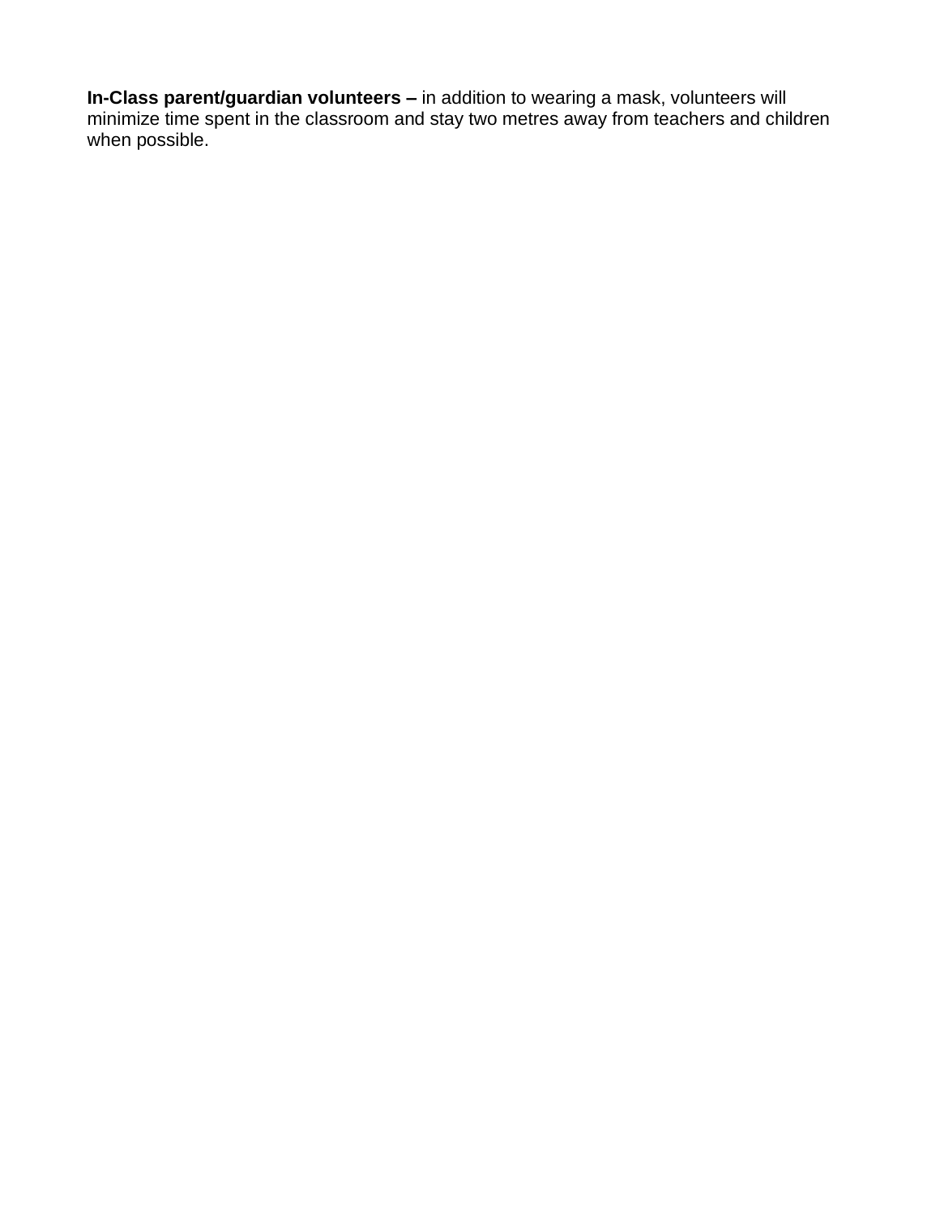**In-Class parent/guardian volunteers –** in addition to wearing a mask, volunteers will minimize time spent in the classroom and stay two metres away from teachers and children when possible.